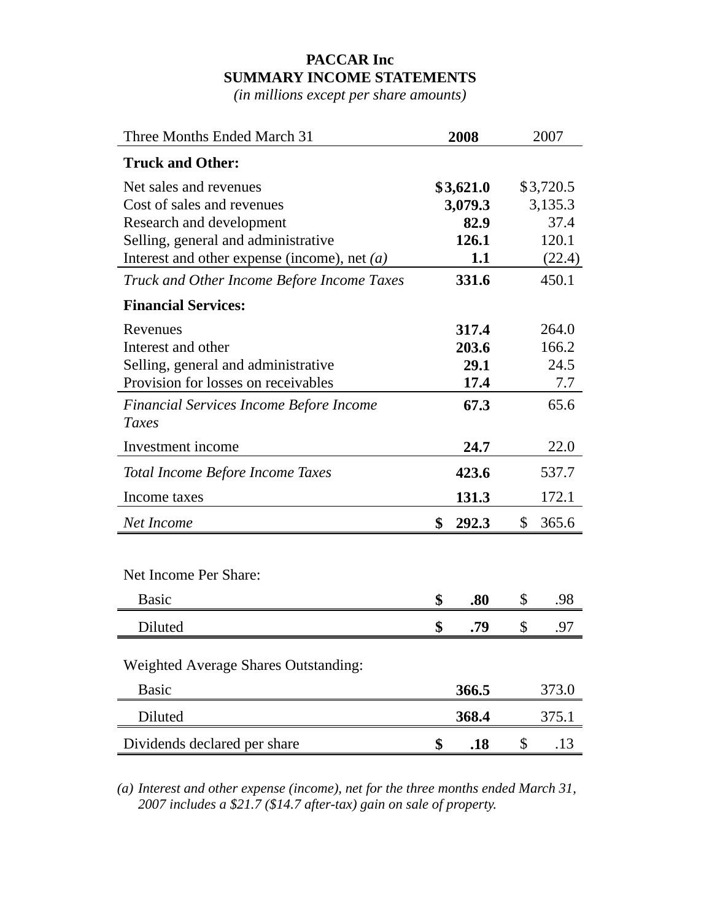# PACCAR Inc
## SUMMARY INCOME STATEMENTS
*(in millions except per share amounts)*

| Three Months Ended March 31 | **2008** | 2007 |
|---|---|---|
| **Truck and Other:** | | |
| Net sales and revenues | **$3,621.0** | $3,720.5 |
| Cost of sales and revenues | **3,079.3** | 3,135.3 |
| Research and development | **82.9** | 37.4 |
| Selling, general and administrative | **126.1** | 120.1 |
| Interest and other expense (income), net *(a)* | **1.1** | (22.4) |
| *Truck and Other Income Before Income Taxes* | **331.6** | 450.1 |
| **Financial Services:** | | |
| Revenues | **317.4** | 264.0 |
| Interest and other | **203.6** | 166.2 |
| Selling, general and administrative | **29.1** | 24.5 |
| Provision for losses on receivables | **17.4** | 7.7 |
| *Financial Services Income Before Income Taxes* | **67.3** | 65.6 |
| Investment income | **24.7** | 22.0 |
| *Total Income Before Income Taxes* | **423.6** | 537.7 |
| Income taxes | **131.3** | 172.1 |
| *Net Income* | **$ 292.3** | $ 365.6 |
| | | |
| Net Income Per Share: | | |
| Basic | **$ .80** | $ .98 |
| Diluted | **$ .79** | $ .97 |
| | | |
| Weighted Average Shares Outstanding: | | |
| Basic | **366.5** | 373.0 |
| Diluted | **368.4** | 375.1 |
| Dividends declared per share | **$ .18** | $ .13 |

*(a) Interest and other expense (income), net for the three months ended March 31, 2007 includes a $21.7 ($14.7 after-tax) gain on sale of property.*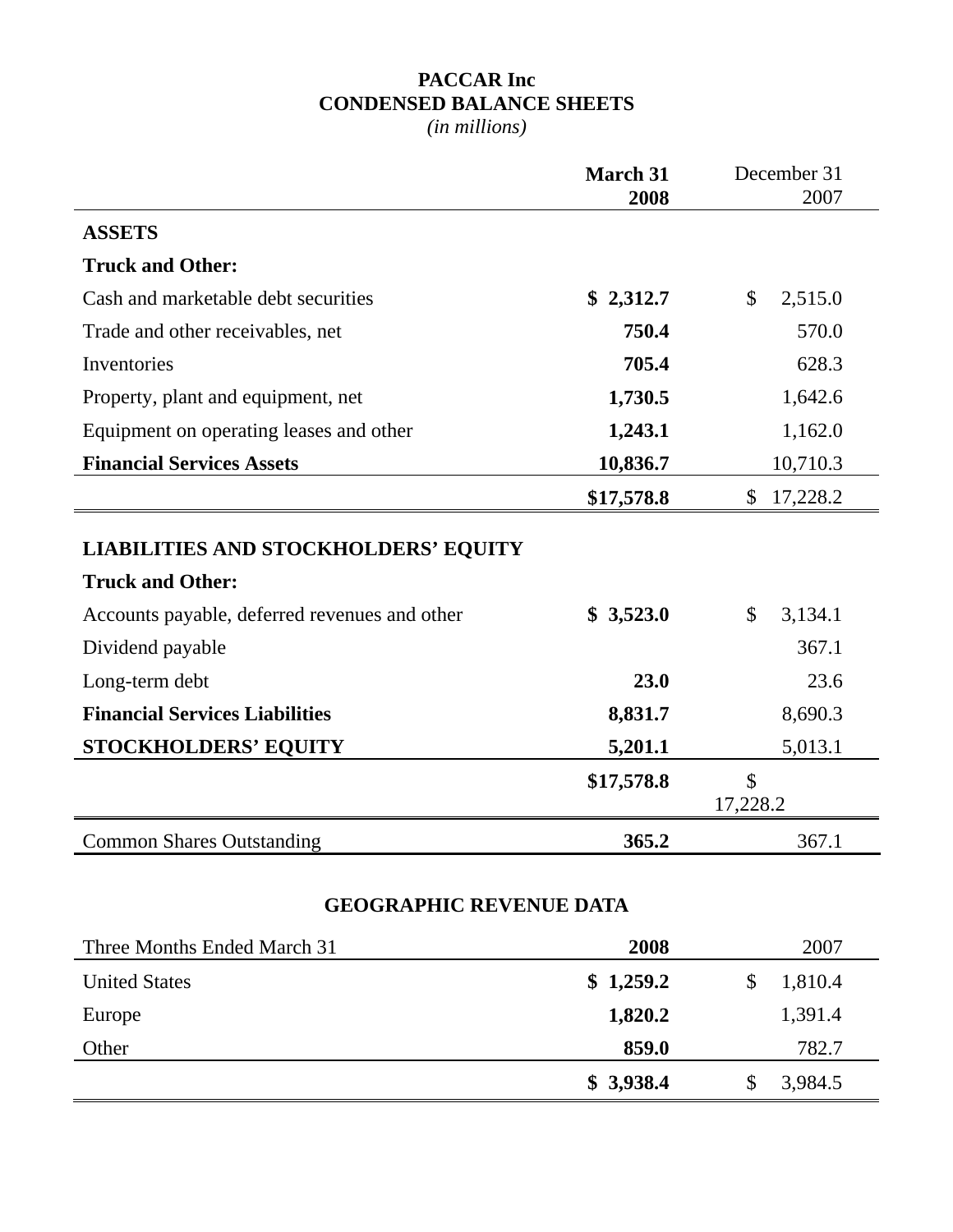# PACCAR Inc

## CONDENSED BALANCE SHEETS

*(in millions)*

| | March 31 2008 | December 31 2007 |
|---|---|---|
| **ASSETS** | | |
| **Truck and Other:** | | |
| Cash and marketable debt securities | **$ 2,312.7** | $ 2,515.0 |
| Trade and other receivables, net | **750.4** | 570.0 |
| Inventories | **705.4** | 628.3 |
| Property, plant and equipment, net | **1,730.5** | 1,642.6 |
| Equipment on operating leases and other | **1,243.1** | 1,162.0 |
| **Financial Services Assets** | **10,836.7** | 10,710.3 |
| | **$17,578.8** | $ 17,228.2 |
| **LIABILITIES AND STOCKHOLDERS' EQUITY** | | |
| **Truck and Other:** | | |
| Accounts payable, deferred revenues and other | **$ 3,523.0** | $ 3,134.1 |
| Dividend payable | | 367.1 |
| Long-term debt | **23.0** | 23.6 |
| **Financial Services Liabilities** | **8,831.7** | 8,690.3 |
| **STOCKHOLDERS' EQUITY** | **5,201.1** | 5,013.1 |
| | **$17,578.8** | $ 17,228.2 |
| Common Shares Outstanding | **365.2** | 367.1 |

## GEOGRAPHIC REVENUE DATA

| Three Months Ended March 31 | 2008 | 2007 |
|---|---|---|
| United States | **$ 1,259.2** | $ 1,810.4 |
| Europe | **1,820.2** | 1,391.4 |
| Other | **859.0** | 782.7 |
| | **$ 3,938.4** | $ 3,984.5 |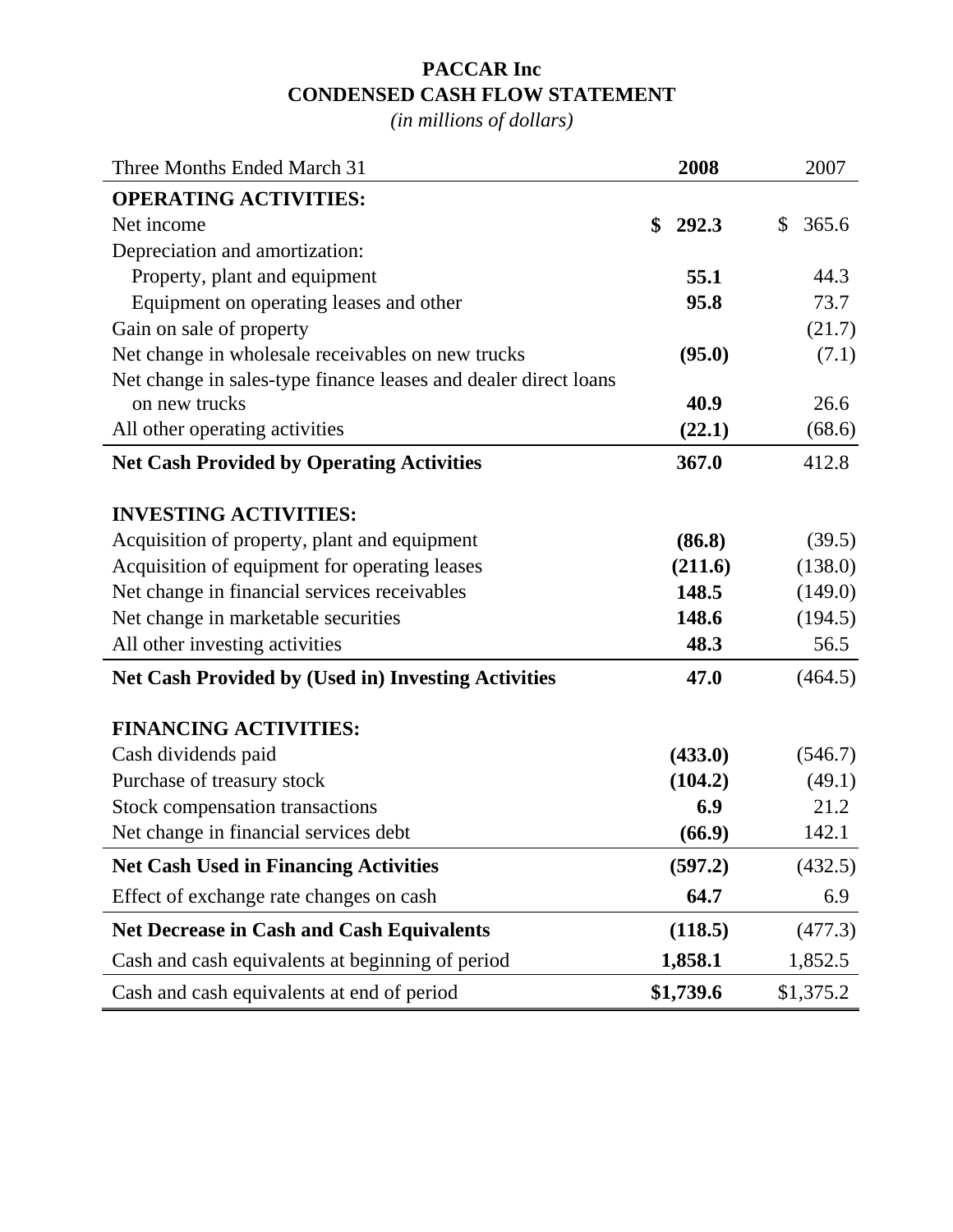**PACCAR Inc**
**CONDENSED CASH FLOW STATEMENT**
*(in millions of dollars)*

| Three Months Ended March 31 | **2008** | 2007 |
|---|---|---|
| **OPERATING ACTIVITIES:** | | |
| Net income | **$ 292.3** | $ 365.6 |
| Depreciation and amortization: | | |
| Property, plant and equipment | **55.1** | 44.3 |
| Equipment on operating leases and other | **95.8** | 73.7 |
| Gain on sale of property | | (21.7) |
| Net change in wholesale receivables on new trucks | **(95.0)** | (7.1) |
| Net change in sales-type finance leases and dealer direct loans on new trucks | **40.9** | 26.6 |
| All other operating activities | **(22.1)** | (68.6) |
| **Net Cash Provided by Operating Activities** | **367.0** | 412.8 |
| **INVESTING ACTIVITIES:** | | |
| Acquisition of property, plant and equipment | **(86.8)** | (39.5) |
| Acquisition of equipment for operating leases | **(211.6)** | (138.0) |
| Net change in financial services receivables | **148.5** | (149.0) |
| Net change in marketable securities | **148.6** | (194.5) |
| All other investing activities | **48.3** | 56.5 |
| **Net Cash Provided by (Used in) Investing Activities** | **47.0** | (464.5) |
| **FINANCING ACTIVITIES:** | | |
| Cash dividends paid | **(433.0)** | (546.7) |
| Purchase of treasury stock | **(104.2)** | (49.1) |
| Stock compensation transactions | **6.9** | 21.2 |
| Net change in financial services debt | **(66.9)** | 142.1 |
| **Net Cash Used in Financing Activities** | **(597.2)** | (432.5) |
| Effect of exchange rate changes on cash | **64.7** | 6.9 |
| **Net Decrease in Cash and Cash Equivalents** | **(118.5)** | (477.3) |
| Cash and cash equivalents at beginning of period | **1,858.1** | 1,852.5 |
| Cash and cash equivalents at end of period | **$1,739.6** | $1,375.2 |